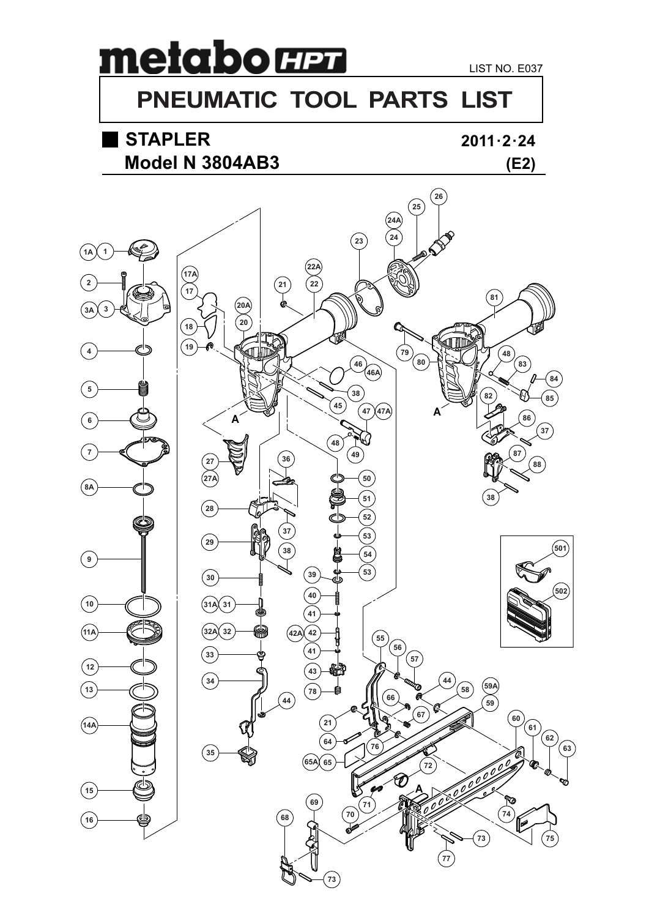# metabo HPT

LIST NO. E037

# PNEUMATIC TOOL PARTS LIST

## STAPLER

**2011·2·24**

## Model N 3804AB3

**(E2)**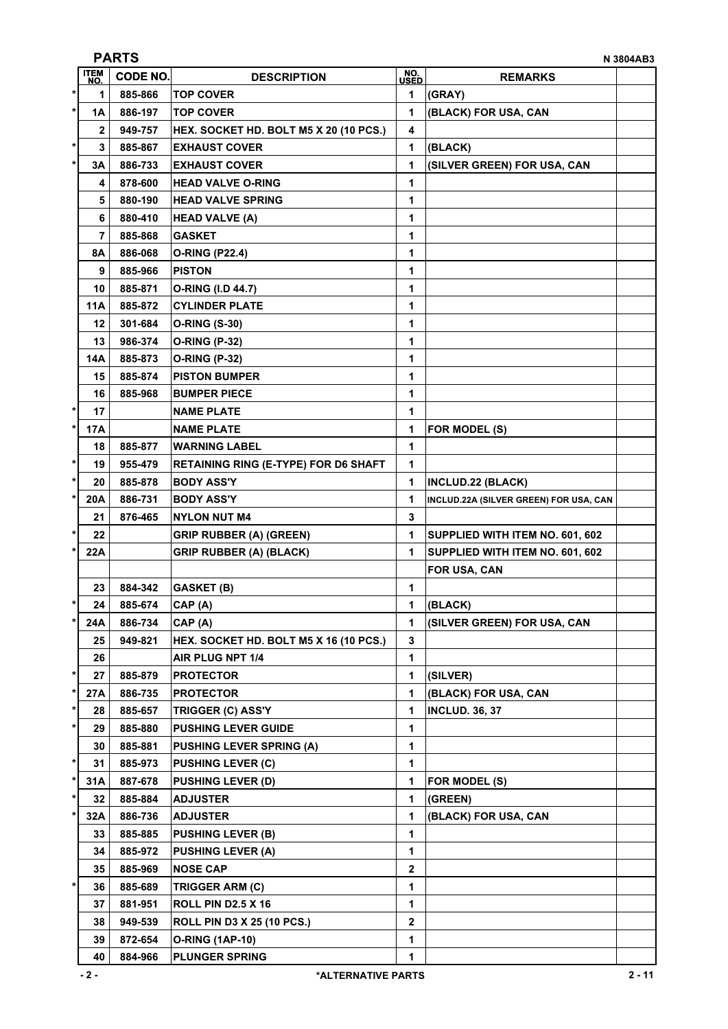## PARTS

N 3804AB3

| | ITEM NO. | CODE NO. | DESCRIPTION | NO. USED | REMARKS | |
|---|---|---|---|---|---|---|
| * | 1 | 885-866 | TOP COVER | 1 | (GRAY) | |
| * | 1A | 886-197 | TOP COVER | 1 | (BLACK) FOR USA, CAN | |
| | 2 | 949-757 | HEX. SOCKET HD. BOLT M5 X 20 (10 PCS.) | 4 | | |
| * | 3 | 885-867 | EXHAUST COVER | 1 | (BLACK) | |
| * | 3A | 886-733 | EXHAUST COVER | 1 | (SILVER GREEN) FOR USA, CAN | |
| | 4 | 878-600 | HEAD VALVE O-RING | 1 | | |
| | 5 | 880-190 | HEAD VALVE SPRING | 1 | | |
| | 6 | 880-410 | HEAD VALVE (A) | 1 | | |
| | 7 | 885-868 | GASKET | 1 | | |
| | 8A | 886-068 | O-RING (P22.4) | 1 | | |
| | 9 | 885-966 | PISTON | 1 | | |
| | 10 | 885-871 | O-RING (I.D 44.7) | 1 | | |
| | 11A | 885-872 | CYLINDER PLATE | 1 | | |
| | 12 | 301-684 | O-RING (S-30) | 1 | | |
| | 13 | 986-374 | O-RING (P-32) | 1 | | |
| | 14A | 885-873 | O-RING (P-32) | 1 | | |
| | 15 | 885-874 | PISTON BUMPER | 1 | | |
| | 16 | 885-968 | BUMPER PIECE | 1 | | |
| * | 17 | | NAME PLATE | 1 | | |
| * | 17A | | NAME PLATE | 1 | FOR MODEL (S) | |
| | 18 | 885-877 | WARNING LABEL | 1 | | |
| * | 19 | 955-479 | RETAINING RING (E-TYPE) FOR D6 SHAFT | 1 | | |
| * | 20 | 885-878 | BODY ASS'Y | 1 | INCLUD.22 (BLACK) | |
| * | 20A | 886-731 | BODY ASS'Y | 1 | INCLUD.22A (SILVER GREEN) FOR USA, CAN | |
| | 21 | 876-465 | NYLON NUT M4 | 3 | | |
| * | 22 | | GRIP RUBBER (A) (GREEN) | 1 | SUPPLIED WITH ITEM NO. 601, 602 | |
| * | 22A | | GRIP RUBBER (A) (BLACK) | 1 | SUPPLIED WITH ITEM NO. 601, 602 | |
| | | | | | FOR USA, CAN | |
| | 23 | 884-342 | GASKET (B) | 1 | | |
| * | 24 | 885-674 | CAP (A) | 1 | (BLACK) | |
| * | 24A | 886-734 | CAP (A) | 1 | (SILVER GREEN) FOR USA, CAN | |
| | 25 | 949-821 | HEX. SOCKET HD. BOLT M5 X 16 (10 PCS.) | 3 | | |
| | 26 | | AIR PLUG NPT 1/4 | 1 | | |
| * | 27 | 885-879 | PROTECTOR | 1 | (SILVER) | |
| * | 27A | 886-735 | PROTECTOR | 1 | (BLACK) FOR USA, CAN | |
| * | 28 | 885-657 | TRIGGER (C) ASS'Y | 1 | INCLUD. 36, 37 | |
| * | 29 | 885-880 | PUSHING LEVER GUIDE | 1 | | |
| | 30 | 885-881 | PUSHING LEVER SPRING (A) | 1 | | |
| * | 31 | 885-973 | PUSHING LEVER (C) | 1 | | |
| * | 31A | 887-678 | PUSHING LEVER (D) | 1 | FOR MODEL (S) | |
| * | 32 | 885-884 | ADJUSTER | 1 | (GREEN) | |
| * | 32A | 886-736 | ADJUSTER | 1 | (BLACK) FOR USA, CAN | |
| | 33 | 885-885 | PUSHING LEVER (B) | 1 | | |
| | 34 | 885-972 | PUSHING LEVER (A) | 1 | | |
| | 35 | 885-969 | NOSE CAP | 2 | | |
| * | 36 | 885-689 | TRIGGER ARM (C) | 1 | | |
| | 37 | 881-951 | ROLL PIN D2.5 X 16 | 1 | | |
| | 38 | 949-539 | ROLL PIN D3 X 25 (10 PCS.) | 2 | | |
| | 39 | 872-654 | O-RING (1AP-10) | 1 | | |
| | 40 | 884-966 | PLUNGER SPRING | 1 | | |

*ALTERNATIVE PARTS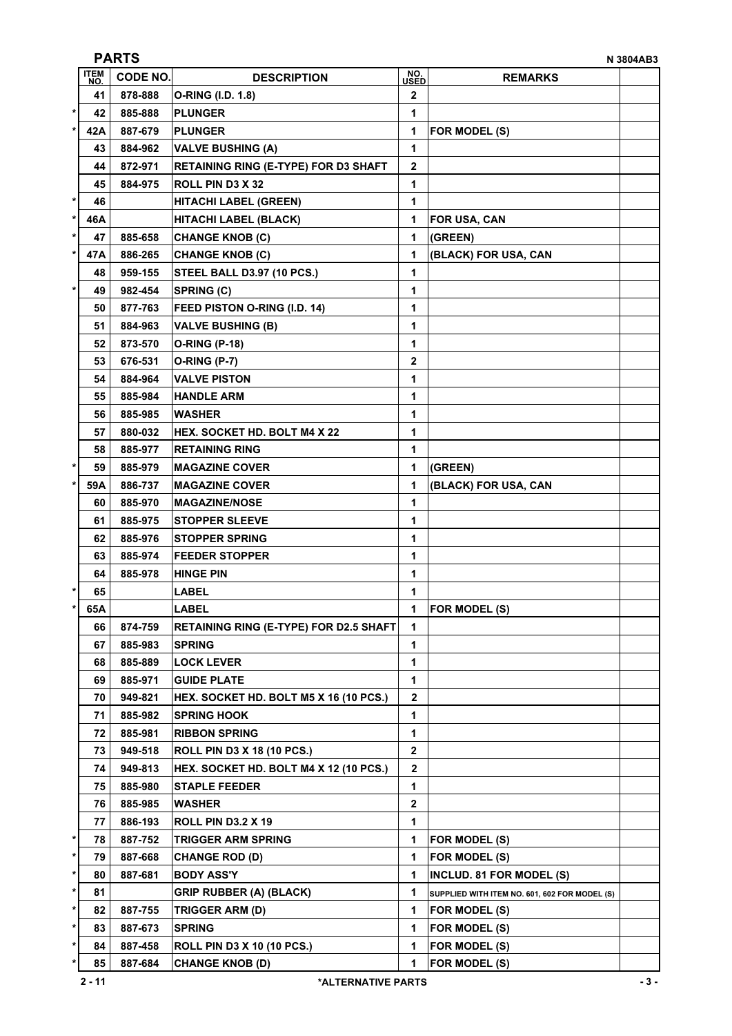## PARTS

N 3804AB3

| | ITEM NO. | CODE NO. | DESCRIPTION | NO. USED | REMARKS | |
|---|---|---|---|---|---|---|
| | 41 | 878-888 | O-RING (I.D. 1.8) | 2 | | |
| * | 42 | 885-888 | PLUNGER | 1 | | |
| * | 42A | 887-679 | PLUNGER | 1 | FOR MODEL (S) | |
| | 43 | 884-962 | VALVE BUSHING (A) | 1 | | |
| | 44 | 872-971 | RETAINING RING (E-TYPE) FOR D3 SHAFT | 2 | | |
| | 45 | 884-975 | ROLL PIN D3 X 32 | 1 | | |
| * | 46 | | HITACHI LABEL (GREEN) | 1 | | |
| * | 46A | | HITACHI LABEL (BLACK) | 1 | FOR USA, CAN | |
| * | 47 | 885-658 | CHANGE KNOB (C) | 1 | (GREEN) | |
| * | 47A | 886-265 | CHANGE KNOB (C) | 1 | (BLACK) FOR USA, CAN | |
| | 48 | 959-155 | STEEL BALL D3.97 (10 PCS.) | 1 | | |
| * | 49 | 982-454 | SPRING (C) | 1 | | |
| | 50 | 877-763 | FEED PISTON O-RING (I.D. 14) | 1 | | |
| | 51 | 884-963 | VALVE BUSHING (B) | 1 | | |
| | 52 | 873-570 | O-RING (P-18) | 1 | | |
| | 53 | 676-531 | O-RING (P-7) | 2 | | |
| | 54 | 884-964 | VALVE PISTON | 1 | | |
| | 55 | 885-984 | HANDLE ARM | 1 | | |
| | 56 | 885-985 | WASHER | 1 | | |
| | 57 | 880-032 | HEX. SOCKET HD. BOLT M4 X 22 | 1 | | |
| | 58 | 885-977 | RETAINING RING | 1 | | |
| * | 59 | 885-979 | MAGAZINE COVER | 1 | (GREEN) | |
| * | 59A | 886-737 | MAGAZINE COVER | 1 | (BLACK) FOR USA, CAN | |
| | 60 | 885-970 | MAGAZINE/NOSE | 1 | | |
| | 61 | 885-975 | STOPPER SLEEVE | 1 | | |
| | 62 | 885-976 | STOPPER SPRING | 1 | | |
| | 63 | 885-974 | FEEDER STOPPER | 1 | | |
| | 64 | 885-978 | HINGE PIN | 1 | | |
| * | 65 | | LABEL | 1 | | |
| * | 65A | | LABEL | 1 | FOR MODEL (S) | |
| | 66 | 874-759 | RETAINING RING (E-TYPE) FOR D2.5 SHAFT | 1 | | |
| | 67 | 885-983 | SPRING | 1 | | |
| | 68 | 885-889 | LOCK LEVER | 1 | | |
| | 69 | 885-971 | GUIDE PLATE | 1 | | |
| | 70 | 949-821 | HEX. SOCKET HD. BOLT M5 X 16 (10 PCS.) | 2 | | |
| | 71 | 885-982 | SPRING HOOK | 1 | | |
| | 72 | 885-981 | RIBBON SPRING | 1 | | |
| | 73 | 949-518 | ROLL PIN D3 X 18 (10 PCS.) | 2 | | |
| | 74 | 949-813 | HEX. SOCKET HD. BOLT M4 X 12 (10 PCS.) | 2 | | |
| | 75 | 885-980 | STAPLE FEEDER | 1 | | |
| | 76 | 885-985 | WASHER | 2 | | |
| | 77 | 886-193 | ROLL PIN D3.2 X 19 | 1 | | |
| * | 78 | 887-752 | TRIGGER ARM SPRING | 1 | FOR MODEL (S) | |
| * | 79 | 887-668 | CHANGE ROD (D) | 1 | FOR MODEL (S) | |
| * | 80 | 887-681 | BODY ASS'Y | 1 | INCLUD. 81 FOR MODEL (S) | |
| * | 81 | | GRIP RUBBER (A) (BLACK) | 1 | SUPPLIED WITH ITEM NO. 601, 602 FOR MODEL (S) | |
| * | 82 | 887-755 | TRIGGER ARM (D) | 1 | FOR MODEL (S) | |
| * | 83 | 887-673 | SPRING | 1 | FOR MODEL (S) | |
| * | 84 | 887-458 | ROLL PIN D3 X 10 (10 PCS.) | 1 | FOR MODEL (S) | |
| * | 85 | 887-684 | CHANGE KNOB (D) | 1 | FOR MODEL (S) | |

*ALTERNATIVE PARTS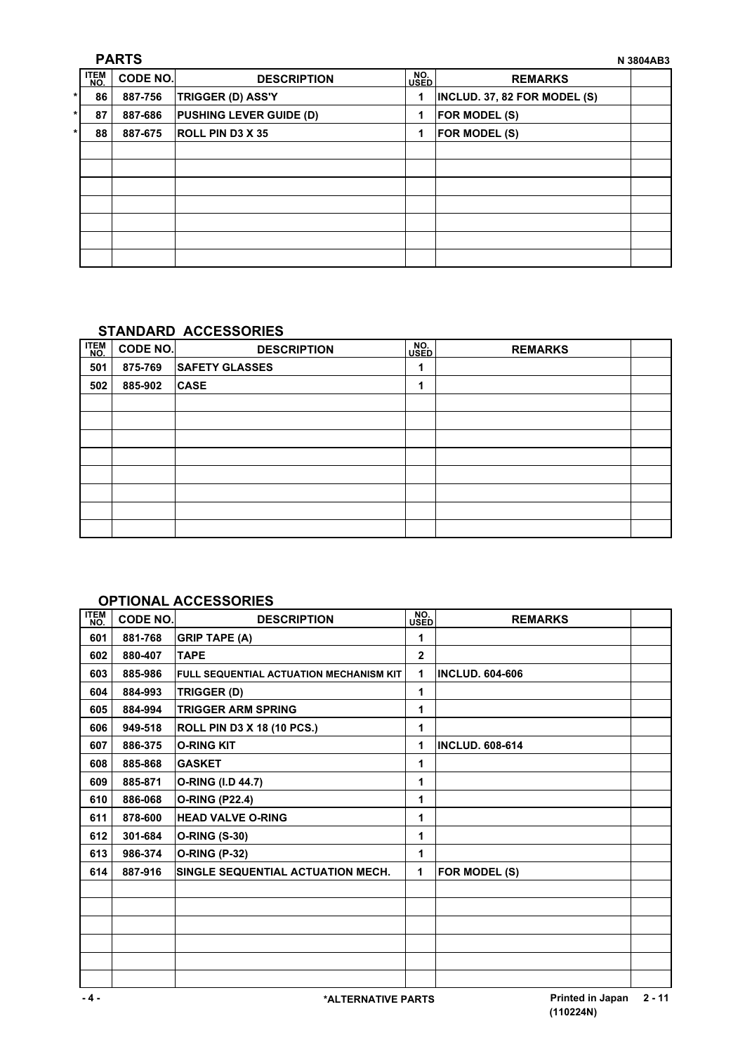## PARTS

N 3804AB3

| | ITEM NO. | CODE NO. | DESCRIPTION | NO. USED | REMARKS | |
|---|---|---|---|---|---|---|
| * | 86 | 887-756 | TRIGGER (D) ASS'Y | 1 | INCLUD. 37, 82 FOR MODEL (S) | |
| * | 87 | 887-686 | PUSHING LEVER GUIDE (D) | 1 | FOR MODEL (S) | |
| * | 88 | 887-675 | ROLL PIN D3 X 35 | 1 | FOR MODEL (S) | |

## STANDARD ACCESSORIES

| ITEM NO. | CODE NO. | DESCRIPTION | NO. USED | REMARKS | |
|---|---|---|---|---|---|
| 501 | 875-769 | SAFETY GLASSES | 1 | | |
| 502 | 885-902 | CASE | 1 | | |

## OPTIONAL ACCESSORIES

| ITEM NO. | CODE NO. | DESCRIPTION | NO. USED | REMARKS | |
|---|---|---|---|---|---|
| 601 | 881-768 | GRIP TAPE (A) | 1 | | |
| 602 | 880-407 | TAPE | 2 | | |
| 603 | 885-986 | FULL SEQUENTIAL ACTUATION MECHANISM KIT | 1 | INCLUD. 604-606 | |
| 604 | 884-993 | TRIGGER (D) | 1 | | |
| 605 | 884-994 | TRIGGER ARM SPRING | 1 | | |
| 606 | 949-518 | ROLL PIN D3 X 18 (10 PCS.) | 1 | | |
| 607 | 886-375 | O-RING KIT | 1 | INCLUD. 608-614 | |
| 608 | 885-868 | GASKET | 1 | | |
| 609 | 885-871 | O-RING (I.D 44.7) | 1 | | |
| 610 | 886-068 | O-RING (P22.4) | 1 | | |
| 611 | 878-600 | HEAD VALVE O-RING | 1 | | |
| 612 | 301-684 | O-RING (S-30) | 1 | | |
| 613 | 986-374 | O-RING (P-32) | 1 | | |
| 614 | 887-916 | SINGLE SEQUENTIAL ACTUATION MECH. | 1 | FOR MODEL (S) | |

*ALTERNATIVE PARTS

Printed in Japan 2 - 11 (110224N)